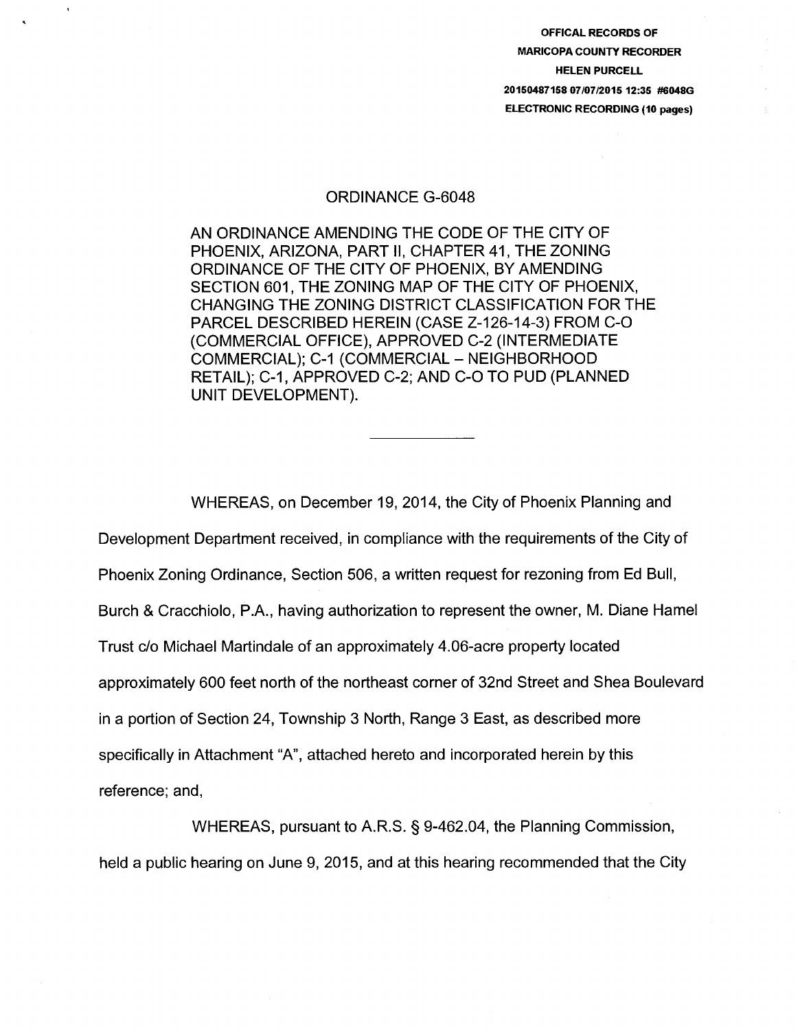OFFICAL RECORDS OF
MARICOPA COUNTY RECORDER
HELEN PURCELL
20150487158 07/07/2015 12:35 #6048G
ELECTRONIC RECORDING (10 pages)

# ORDINANCE G-6048

AN ORDINANCE AMENDING THE CODE OF THE CITY OF PHOENIX, ARIZONA, PART II, CHAPTER 41, THE ZONING ORDINANCE OF THE CITY OF PHOENIX, BY AMENDING SECTION 601, THE ZONING MAP OF THE CITY OF PHOENIX, CHANGING THE ZONING DISTRICT CLASSIFICATION FOR THE PARCEL DESCRIBED HEREIN (CASE Z-126-14-3) FROM C-O (COMMERCIAL OFFICE), APPROVED C-2 (INTERMEDIATE COMMERCIAL); C-1 (COMMERCIAL – NEIGHBORHOOD RETAIL); C-1, APPROVED C-2; AND C-O TO PUD (PLANNED UNIT DEVELOPMENT).

---

WHEREAS, on December 19, 2014, the City of Phoenix Planning and Development Department received, in compliance with the requirements of the City of Phoenix Zoning Ordinance, Section 506, a written request for rezoning from Ed Bull, Burch & Cracchiolo, P.A., having authorization to represent the owner, M. Diane Hamel Trust c/o Michael Martindale of an approximately 4.06-acre property located approximately 600 feet north of the northeast corner of 32nd Street and Shea Boulevard in a portion of Section 24, Township 3 North, Range 3 East, as described more specifically in Attachment "A", attached hereto and incorporated herein by this reference; and,

WHEREAS, pursuant to A.R.S. § 9-462.04, the Planning Commission, held a public hearing on June 9, 2015, and at this hearing recommended that the City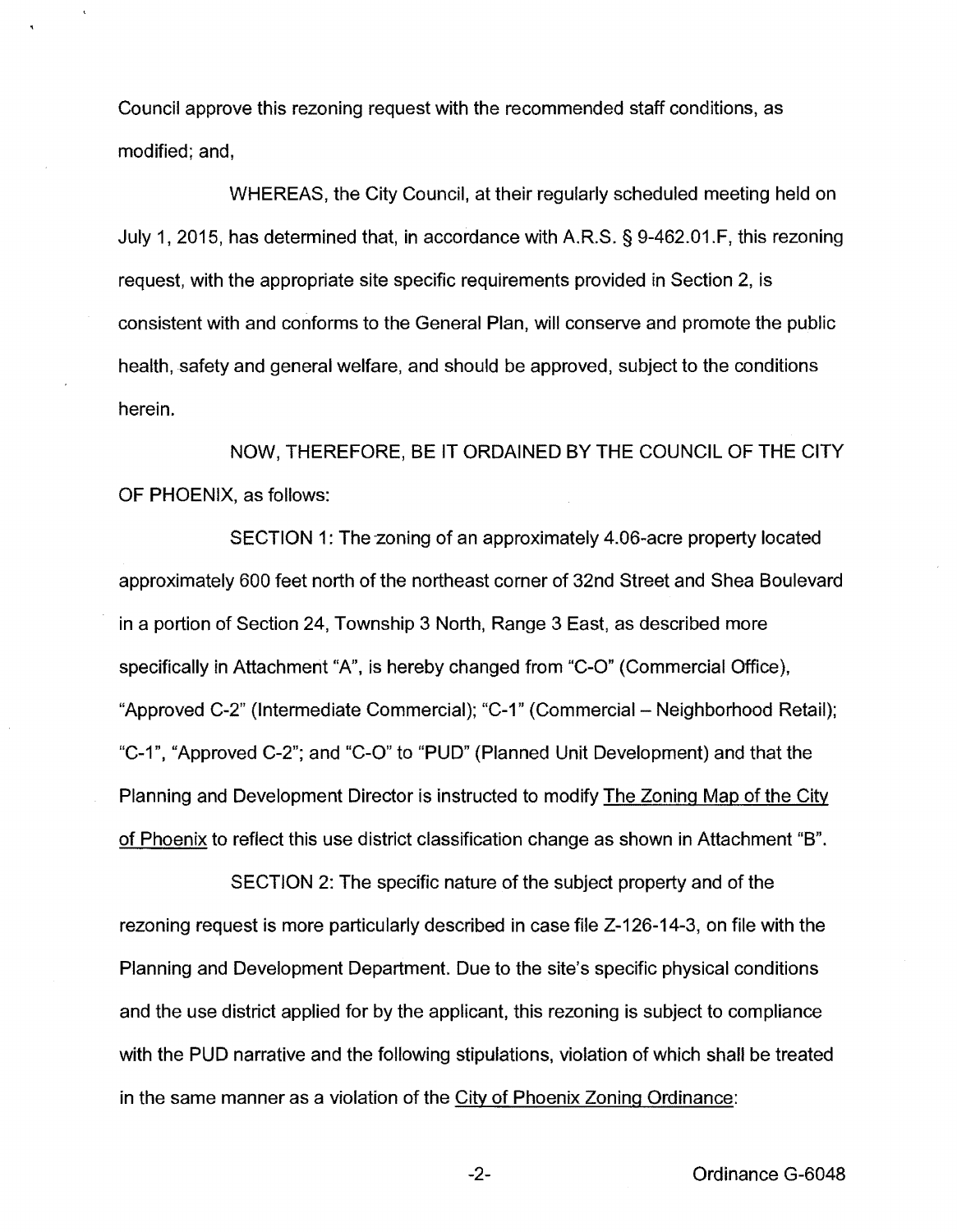Council approve this rezoning request with the recommended staff conditions, as modified; and,

WHEREAS, the City Council, at their regularly scheduled meeting held on July 1, 2015, has determined that, in accordance with A.R.S. § 9-462.01.F, this rezoning request, with the appropriate site specific requirements provided in Section 2, is consistent with and conforms to the General Plan, will conserve and promote the public health, safety and general welfare, and should be approved, subject to the conditions herein.

NOW, THEREFORE, BE IT ORDAINED BY THE COUNCIL OF THE CITY OF PHOENIX, as follows:

SECTION 1: The zoning of an approximately 4.06-acre property located approximately 600 feet north of the northeast corner of 32nd Street and Shea Boulevard in a portion of Section 24, Township 3 North, Range 3 East, as described more specifically in Attachment "A", is hereby changed from "C-O" (Commercial Office), "Approved C-2" (Intermediate Commercial); "C-1" (Commercial – Neighborhood Retail); "C-1", "Approved C-2"; and "C-O" to "PUD" (Planned Unit Development) and that the Planning and Development Director is instructed to modify The Zoning Map of the City of Phoenix to reflect this use district classification change as shown in Attachment "B".

SECTION 2: The specific nature of the subject property and of the rezoning request is more particularly described in case file Z-126-14-3, on file with the Planning and Development Department. Due to the site's specific physical conditions and the use district applied for by the applicant, this rezoning is subject to compliance with the PUD narrative and the following stipulations, violation of which shall be treated in the same manner as a violation of the City of Phoenix Zoning Ordinance:

Ordinance G-6048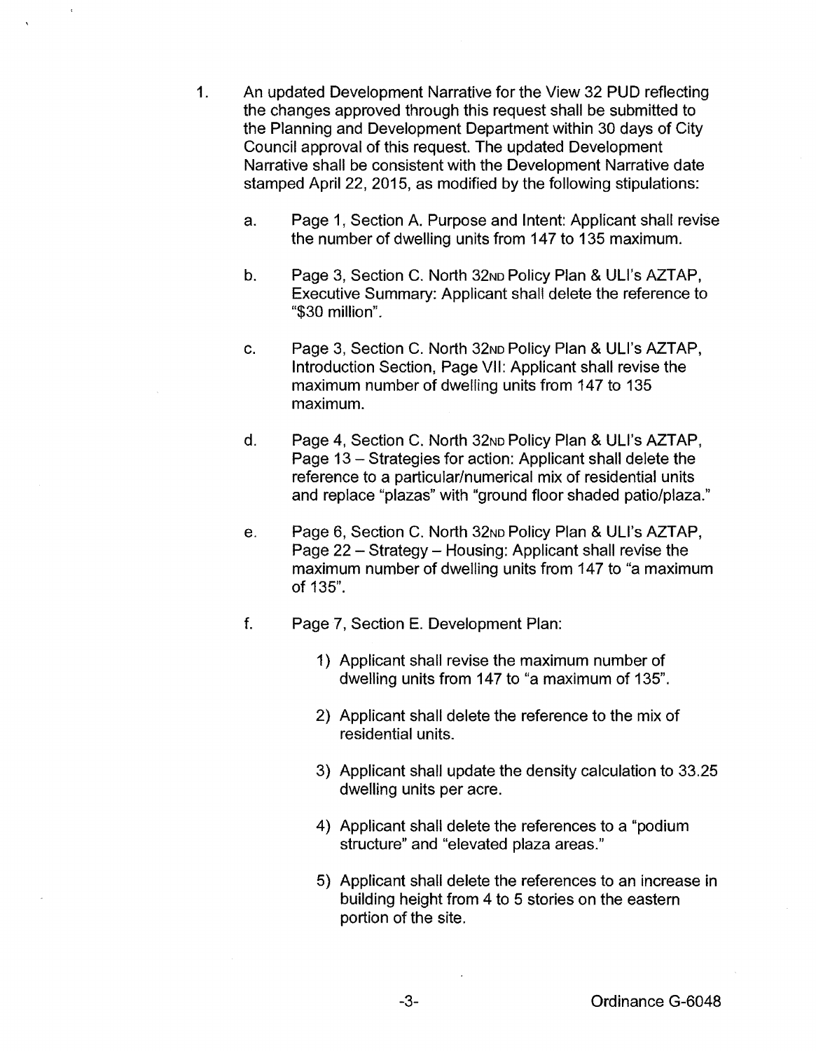1. An updated Development Narrative for the View 32 PUD reflecting the changes approved through this request shall be submitted to the Planning and Development Department within 30 days of City Council approval of this request. The updated Development Narrative shall be consistent with the Development Narrative date stamped April 22, 2015, as modified by the following stipulations:

   a. Page 1, Section A. Purpose and Intent: Applicant shall revise the number of dwelling units from 147 to 135 maximum.

   b. Page 3, Section C. North 32ND Policy Plan & ULI's AZTAP, Executive Summary: Applicant shall delete the reference to "$30 million".

   c. Page 3, Section C. North 32ND Policy Plan & ULI's AZTAP, Introduction Section, Page VII: Applicant shall revise the maximum number of dwelling units from 147 to 135 maximum.

   d. Page 4, Section C. North 32ND Policy Plan & ULI's AZTAP, Page 13 – Strategies for action: Applicant shall delete the reference to a particular/numerical mix of residential units and replace "plazas" with "ground floor shaded patio/plaza."

   e. Page 6, Section C. North 32ND Policy Plan & ULI's AZTAP, Page 22 – Strategy – Housing: Applicant shall revise the maximum number of dwelling units from 147 to "a maximum of 135".

   f. Page 7, Section E. Development Plan:

      1) Applicant shall revise the maximum number of dwelling units from 147 to "a maximum of 135".

      2) Applicant shall delete the reference to the mix of residential units.

      3) Applicant shall update the density calculation to 33.25 dwelling units per acre.

      4) Applicant shall delete the references to a "podium structure" and "elevated plaza areas."

      5) Applicant shall delete the references to an increase in building height from 4 to 5 stories on the eastern portion of the site.

Ordinance G-6048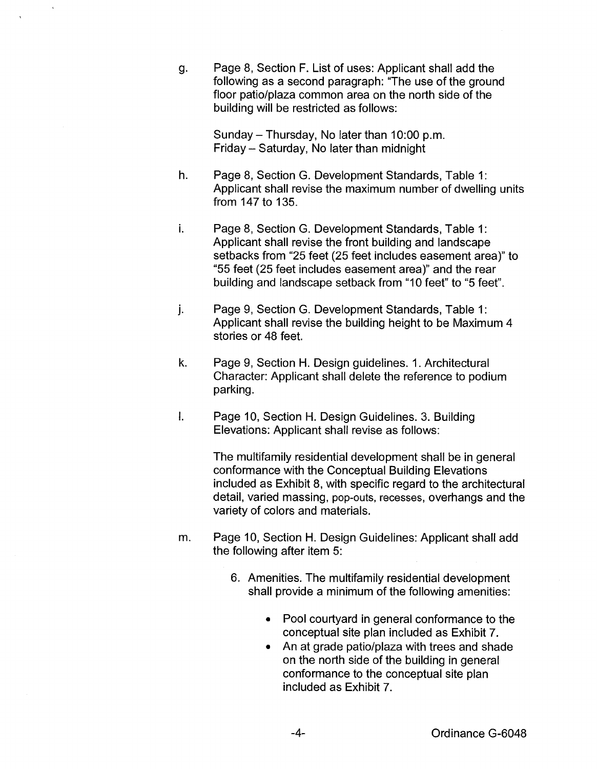g. Page 8, Section F. List of uses: Applicant shall add the following as a second paragraph: "The use of the ground floor patio/plaza common area on the north side of the building will be restricted as follows:

   Sunday – Thursday, No later than 10:00 p.m.
   Friday – Saturday, No later than midnight

h. Page 8, Section G. Development Standards, Table 1: Applicant shall revise the maximum number of dwelling units from 147 to 135.

i. Page 8, Section G. Development Standards, Table 1: Applicant shall revise the front building and landscape setbacks from "25 feet (25 feet includes easement area)" to "55 feet (25 feet includes easement area)" and the rear building and landscape setback from "10 feet" to "5 feet".

j. Page 9, Section G. Development Standards, Table 1: Applicant shall revise the building height to be Maximum 4 stories or 48 feet.

k. Page 9, Section H. Design guidelines. 1. Architectural Character: Applicant shall delete the reference to podium parking.

l. Page 10, Section H. Design Guidelines. 3. Building Elevations: Applicant shall revise as follows:

   The multifamily residential development shall be in general conformance with the Conceptual Building Elevations included as Exhibit 8, with specific regard to the architectural detail, varied massing, pop-outs, recesses, overhangs and the variety of colors and materials.

m. Page 10, Section H. Design Guidelines: Applicant shall add the following after item 5:

   6. Amenities. The multifamily residential development shall provide a minimum of the following amenities:

      - Pool courtyard in general conformance to the conceptual site plan included as Exhibit 7.
      - An at grade patio/plaza with trees and shade on the north side of the building in general conformance to the conceptual site plan included as Exhibit 7.

Ordinance G-6048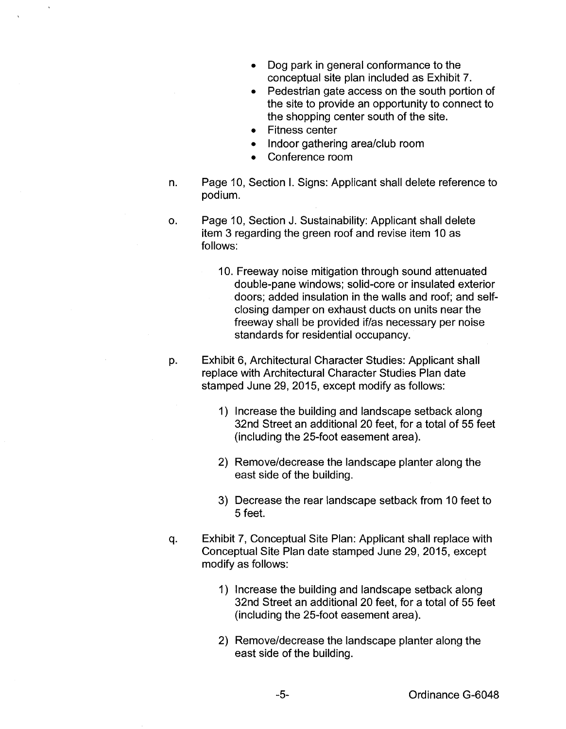- Dog park in general conformance to the conceptual site plan included as Exhibit 7.
- Pedestrian gate access on the south portion of the site to provide an opportunity to connect to the shopping center south of the site.
- Fitness center
- Indoor gathering area/club room
- Conference room

n. Page 10, Section I. Signs: Applicant shall delete reference to podium.

o. Page 10, Section J. Sustainability: Applicant shall delete item 3 regarding the green roof and revise item 10 as follows:

   10. Freeway noise mitigation through sound attenuated double-pane windows; solid-core or insulated exterior doors; added insulation in the walls and roof; and self-closing damper on exhaust ducts on units near the freeway shall be provided if/as necessary per noise standards for residential occupancy.

p. Exhibit 6, Architectural Character Studies: Applicant shall replace with Architectural Character Studies Plan date stamped June 29, 2015, except modify as follows:

   1) Increase the building and landscape setback along 32nd Street an additional 20 feet, for a total of 55 feet (including the 25-foot easement area).

   2) Remove/decrease the landscape planter along the east side of the building.

   3) Decrease the rear landscape setback from 10 feet to 5 feet.

q. Exhibit 7, Conceptual Site Plan: Applicant shall replace with Conceptual Site Plan date stamped June 29, 2015, except modify as follows:

   1) Increase the building and landscape setback along 32nd Street an additional 20 feet, for a total of 55 feet (including the 25-foot easement area).

   2) Remove/decrease the landscape planter along the east side of the building.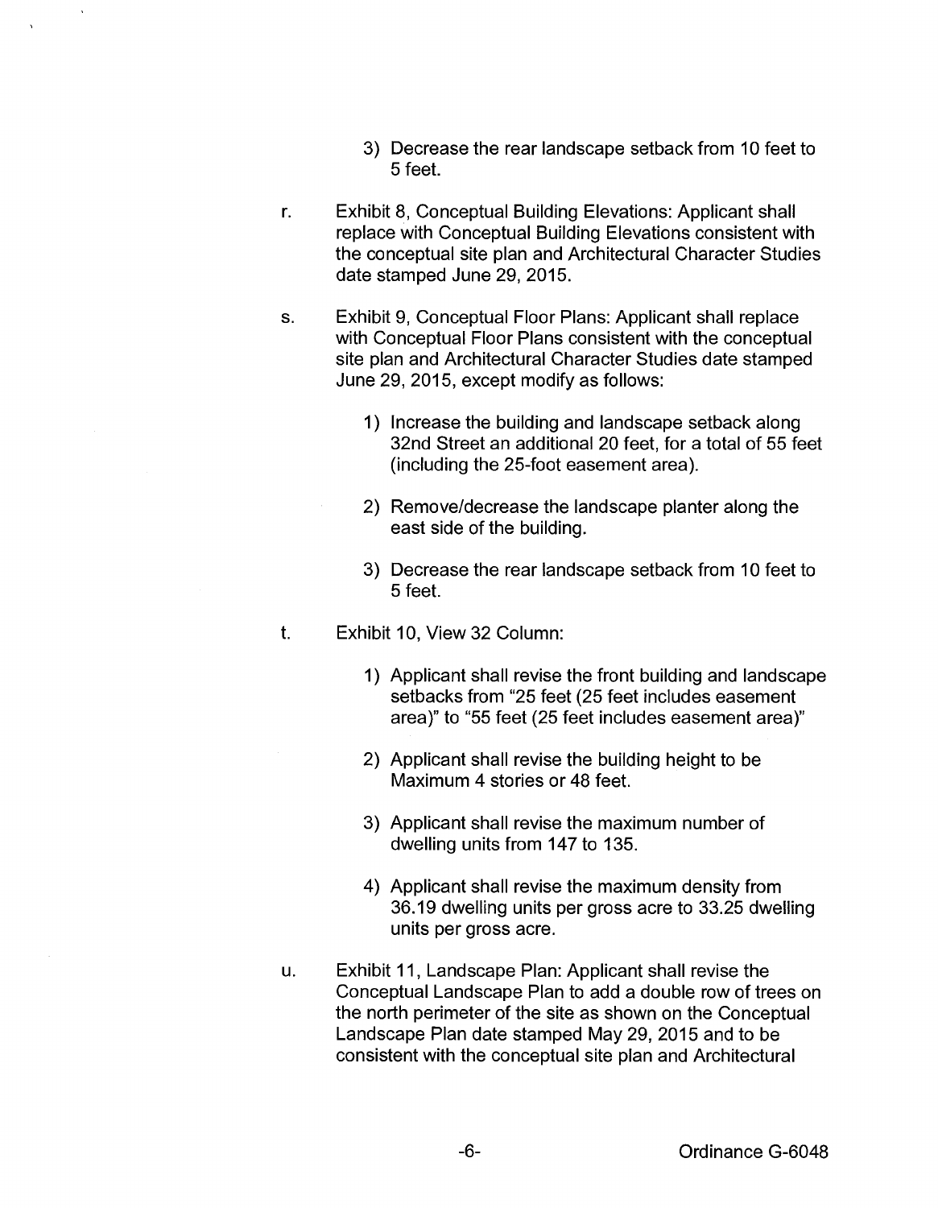3) Decrease the rear landscape setback from 10 feet to 5 feet.

r. Exhibit 8, Conceptual Building Elevations: Applicant shall replace with Conceptual Building Elevations consistent with the conceptual site plan and Architectural Character Studies date stamped June 29, 2015.

s. Exhibit 9, Conceptual Floor Plans: Applicant shall replace with Conceptual Floor Plans consistent with the conceptual site plan and Architectural Character Studies date stamped June 29, 2015, except modify as follows:

   1) Increase the building and landscape setback along 32nd Street an additional 20 feet, for a total of 55 feet (including the 25-foot easement area).

   2) Remove/decrease the landscape planter along the east side of the building.

   3) Decrease the rear landscape setback from 10 feet to 5 feet.

t. Exhibit 10, View 32 Column:

   1) Applicant shall revise the front building and landscape setbacks from "25 feet (25 feet includes easement area)" to "55 feet (25 feet includes easement area)"

   2) Applicant shall revise the building height to be Maximum 4 stories or 48 feet.

   3) Applicant shall revise the maximum number of dwelling units from 147 to 135.

   4) Applicant shall revise the maximum density from 36.19 dwelling units per gross acre to 33.25 dwelling units per gross acre.

u. Exhibit 11, Landscape Plan: Applicant shall revise the Conceptual Landscape Plan to add a double row of trees on the north perimeter of the site as shown on the Conceptual Landscape Plan date stamped May 29, 2015 and to be consistent with the conceptual site plan and Architectural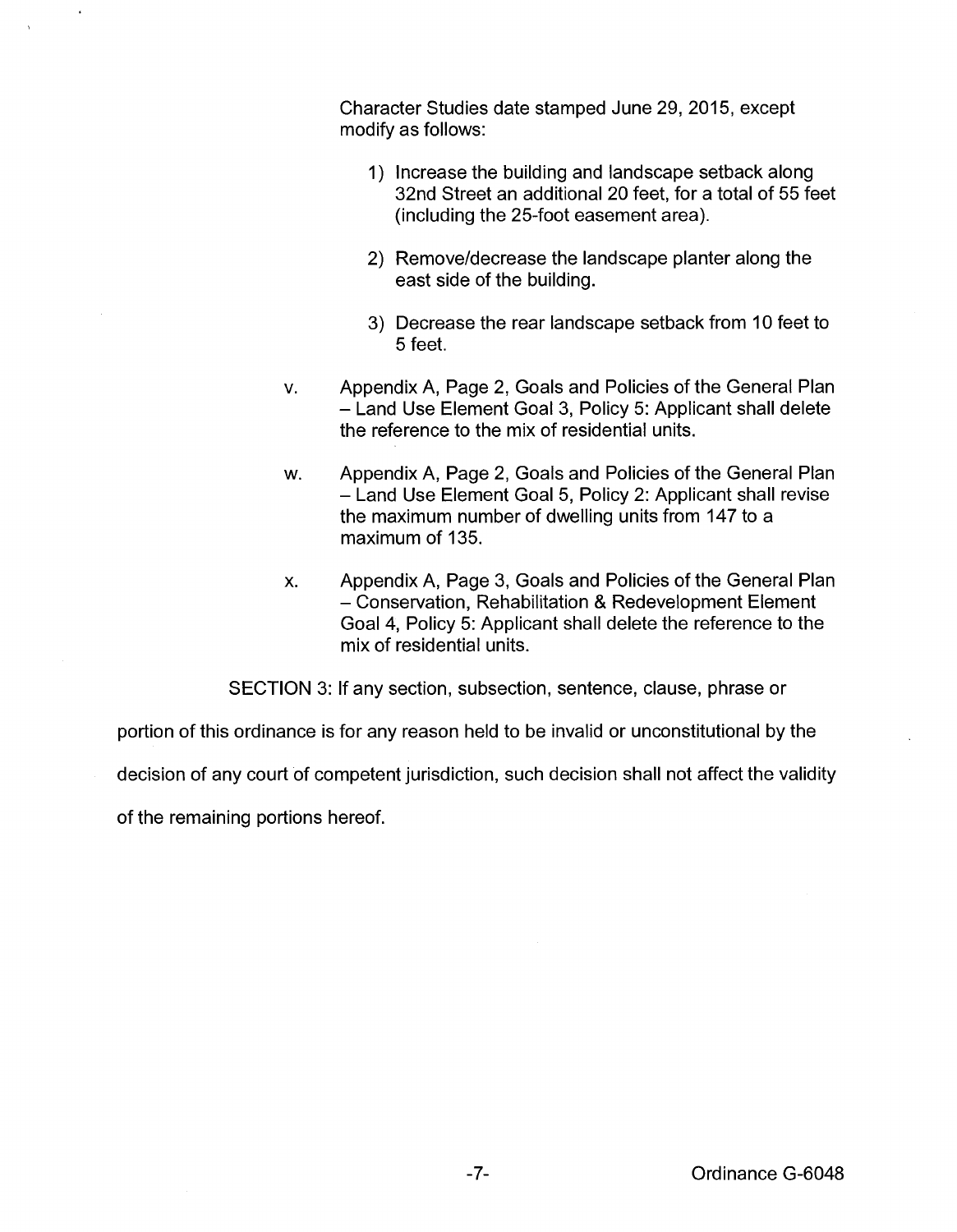Character Studies date stamped June 29, 2015, except modify as follows:

1) Increase the building and landscape setback along 32nd Street an additional 20 feet, for a total of 55 feet (including the 25-foot easement area).

2) Remove/decrease the landscape planter along the east side of the building.

3) Decrease the rear landscape setback from 10 feet to 5 feet.

v. Appendix A, Page 2, Goals and Policies of the General Plan – Land Use Element Goal 3, Policy 5: Applicant shall delete the reference to the mix of residential units.

w. Appendix A, Page 2, Goals and Policies of the General Plan – Land Use Element Goal 5, Policy 2: Applicant shall revise the maximum number of dwelling units from 147 to a maximum of 135.

x. Appendix A, Page 3, Goals and Policies of the General Plan – Conservation, Rehabilitation & Redevelopment Element Goal 4, Policy 5: Applicant shall delete the reference to the mix of residential units.

SECTION 3: If any section, subsection, sentence, clause, phrase or portion of this ordinance is for any reason held to be invalid or unconstitutional by the decision of any court of competent jurisdiction, such decision shall not affect the validity of the remaining portions hereof.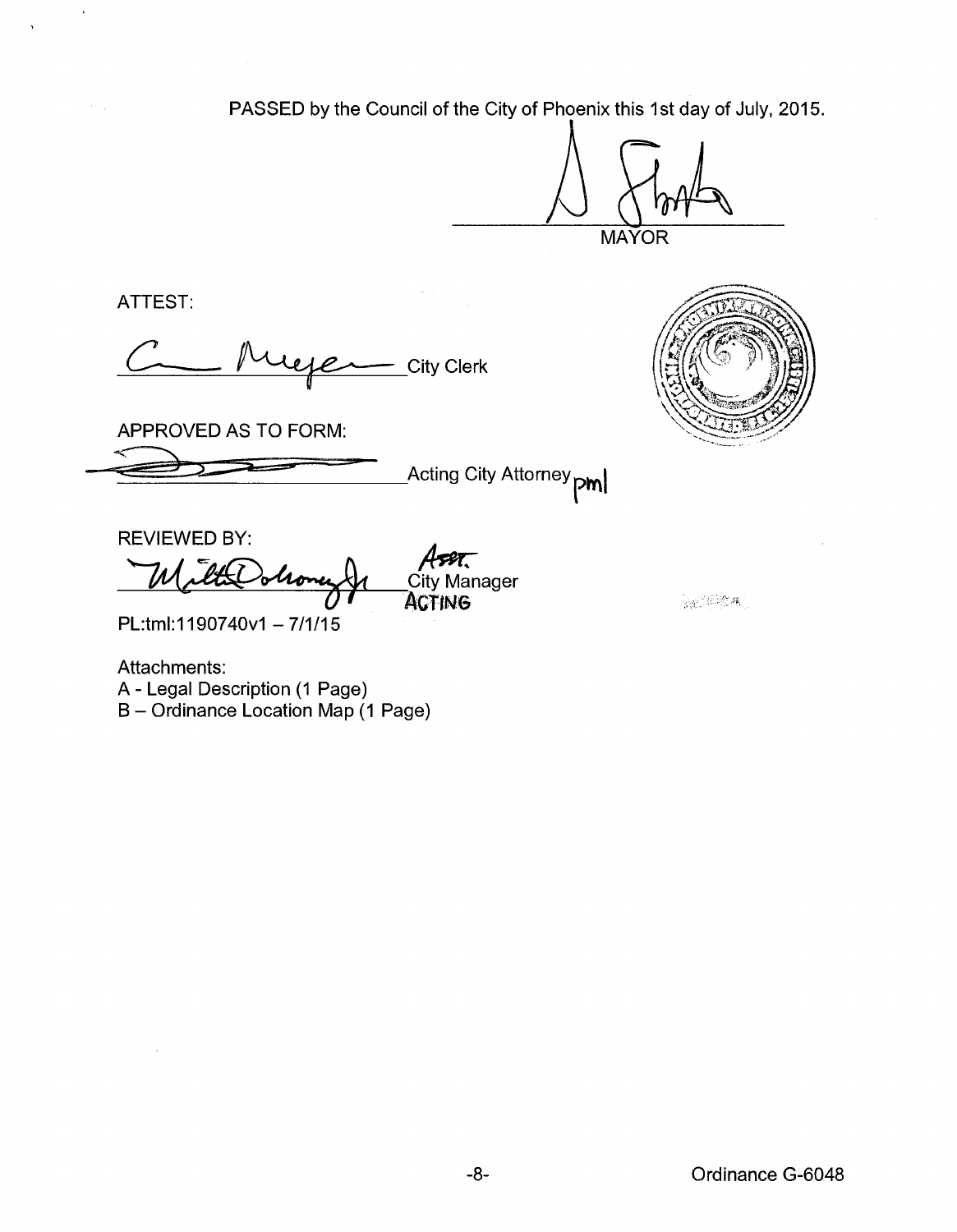PASSED by the Council of the City of Phoenix this 1st day of July, 2015.

MAYOR

ATTEST:

City Clerk

APPROVED AS TO FORM:

Acting City Attorney pml

REVIEWED BY:

Asst. City Manager ACTING

PL:tml:1190740v1 – 7/1/15

Attachments:
A - Legal Description (1 Page)
B – Ordinance Location Map (1 Page)

Ordinance G-6048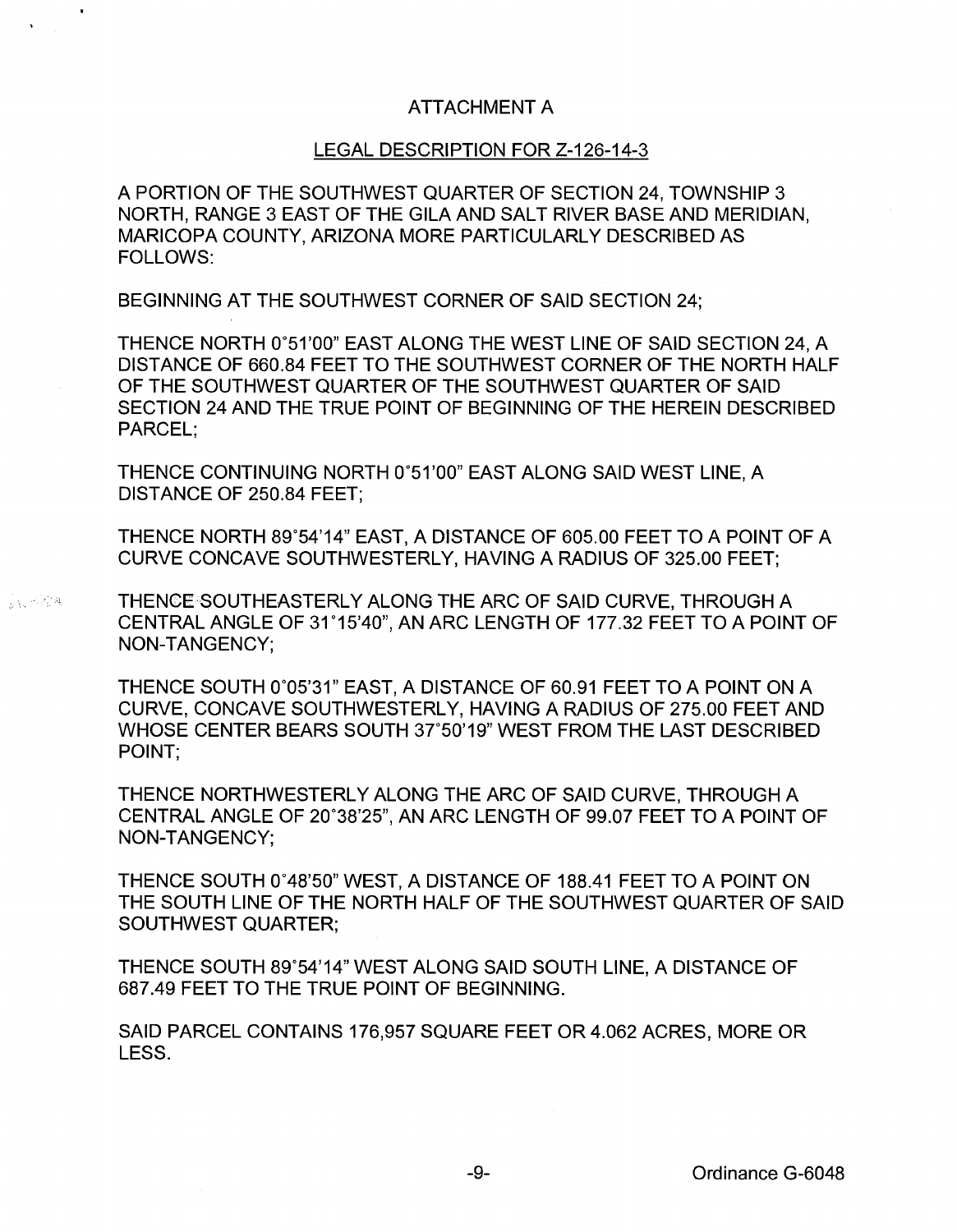# ATTACHMENT A

## LEGAL DESCRIPTION FOR Z-126-14-3

A PORTION OF THE SOUTHWEST QUARTER OF SECTION 24, TOWNSHIP 3 NORTH, RANGE 3 EAST OF THE GILA AND SALT RIVER BASE AND MERIDIAN, MARICOPA COUNTY, ARIZONA MORE PARTICULARLY DESCRIBED AS FOLLOWS:

BEGINNING AT THE SOUTHWEST CORNER OF SAID SECTION 24;

THENCE NORTH 0°51'00" EAST ALONG THE WEST LINE OF SAID SECTION 24, A DISTANCE OF 660.84 FEET TO THE SOUTHWEST CORNER OF THE NORTH HALF OF THE SOUTHWEST QUARTER OF THE SOUTHWEST QUARTER OF SAID SECTION 24 AND THE TRUE POINT OF BEGINNING OF THE HEREIN DESCRIBED PARCEL;

THENCE CONTINUING NORTH 0°51'00" EAST ALONG SAID WEST LINE, A DISTANCE OF 250.84 FEET;

THENCE NORTH 89°54'14" EAST, A DISTANCE OF 605.00 FEET TO A POINT OF A CURVE CONCAVE SOUTHWESTERLY, HAVING A RADIUS OF 325.00 FEET;

THENCE SOUTHEASTERLY ALONG THE ARC OF SAID CURVE, THROUGH A CENTRAL ANGLE OF 31°15'40", AN ARC LENGTH OF 177.32 FEET TO A POINT OF NON-TANGENCY;

THENCE SOUTH 0°05'31" EAST, A DISTANCE OF 60.91 FEET TO A POINT ON A CURVE, CONCAVE SOUTHWESTERLY, HAVING A RADIUS OF 275.00 FEET AND WHOSE CENTER BEARS SOUTH 37°50'19" WEST FROM THE LAST DESCRIBED POINT;

THENCE NORTHWESTERLY ALONG THE ARC OF SAID CURVE, THROUGH A CENTRAL ANGLE OF 20°38'25", AN ARC LENGTH OF 99.07 FEET TO A POINT OF NON-TANGENCY;

THENCE SOUTH 0°48'50" WEST, A DISTANCE OF 188.41 FEET TO A POINT ON THE SOUTH LINE OF THE NORTH HALF OF THE SOUTHWEST QUARTER OF SAID SOUTHWEST QUARTER;

THENCE SOUTH 89°54'14" WEST ALONG SAID SOUTH LINE, A DISTANCE OF 687.49 FEET TO THE TRUE POINT OF BEGINNING.

SAID PARCEL CONTAINS 176,957 SQUARE FEET OR 4.062 ACRES, MORE OR LESS.

Ordinance G-6048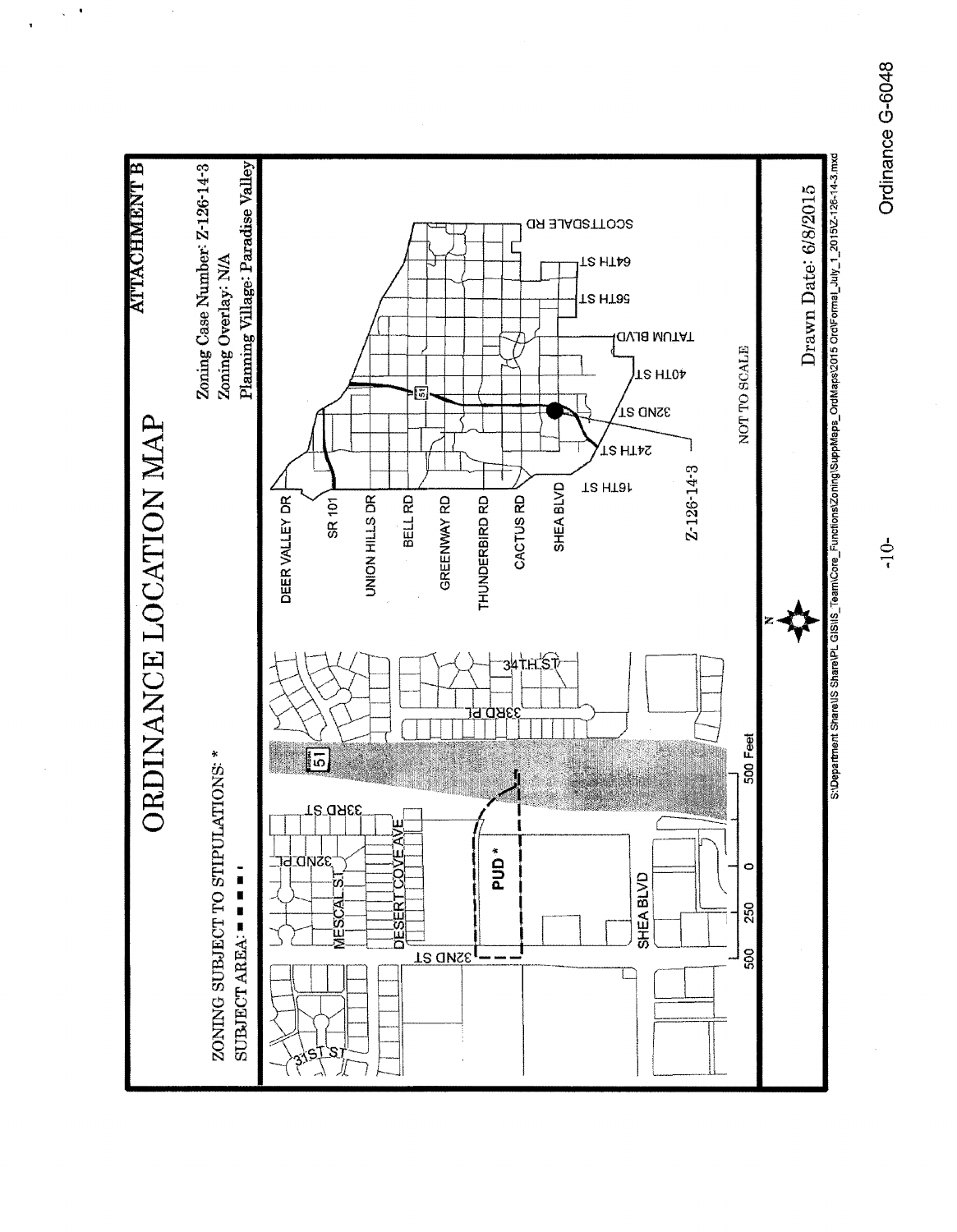# ORDINANCE LOCATION MAP

**ATTACHMENT B**

ZONING SUBJECT TO STIPULATIONS: *

SUBJECT AREA: ▪ ▪ ▪ ▪ ▪

Zoning Case Number: Z-126-14-3
Zoning Overlay: N/A
Planning Village: Paradise Valley

31ST ST
32ND ST
32ND PL
33RD ST
MESCAL ST
DESERT COVE AVE
PUD *
SHEA BLVD
51
33RD PL
34TH ST

500 250 0 500 Feet

DEER VALLEY DR
SR 101
UNION HILLS DR
BELL RD
GREENWAY RD
THUNDERBIRD RD
CACTUS RD
SHEA BLVD
16TH ST
24TH ST
32ND ST
40TH ST
TATUM BLVD
56TH ST
64TH ST
SCOTTSDALE RD

Z-126-14-3

NOT TO SCALE

Drawn Date: 6/8/2015

S:\Department Share\IS Share\PL GIS\IS_Team\Core_Functions\Zoning\SuppMaps_OrdMaps\2015 Ord\Formal_July_1_2015\Z-126-14-3.mxd

Ordinance G-6048